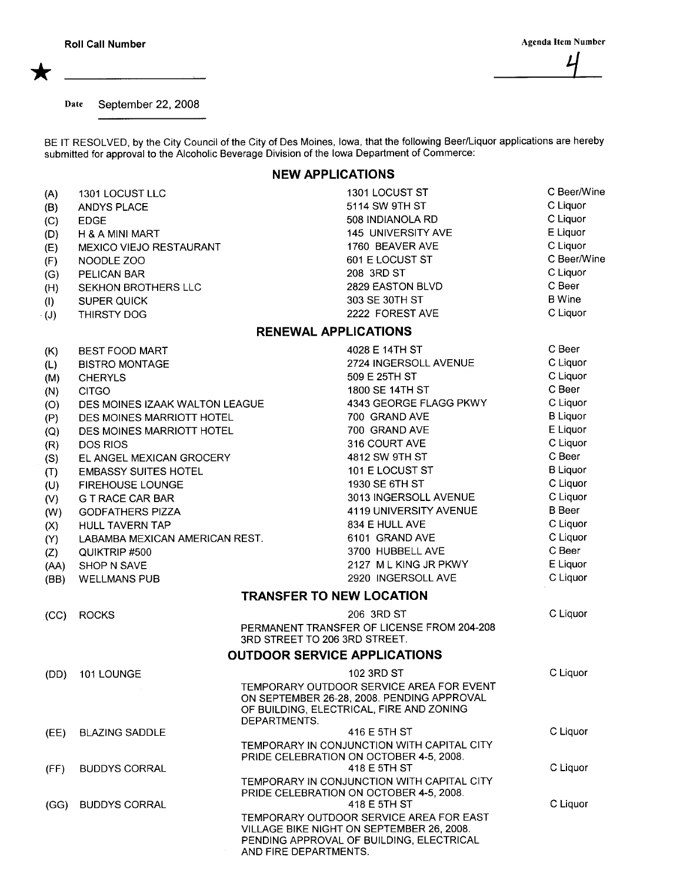**Roll Call Number** ★ ____________

**Agenda Item Number** 4

Date September 22, 2008

BE IT RESOLVED, by the City Council of the City of Des Moines, Iowa, that the following Beer/Liquor applications are hereby submitted for approval to the Alcoholic Beverage Division of the Iowa Department of Commerce:

## NEW APPLICATIONS

| | | | |
|---|---|---|---|
| (A) | 1301 LOCUST LLC | 1301 LOCUST ST | C Beer/Wine |
| (B) | ANDYS PLACE | 5114 SW 9TH ST | C Liquor |
| (C) | EDGE | 508 INDIANOLA RD | C Liquor |
| (D) | H & A MINI MART | 145 UNIVERSITY AVE | E Liquor |
| (E) | MEXICO VIEJO RESTAURANT | 1760 BEAVER AVE | C Liquor |
| (F) | NOODLE ZOO | 601 E LOCUST ST | C Beer/Wine |
| (G) | PELICAN BAR | 208 3RD ST | C Liquor |
| (H) | SEKHON BROTHERS LLC | 2829 EASTON BLVD | C Beer |
| (I) | SUPER QUICK | 303 SE 30TH ST | B Wine |
| (J) | THIRSTY DOG | 2222 FOREST AVE | C Liquor |

## RENEWAL APPLICATIONS

| | | | |
|---|---|---|---|
| (K) | BEST FOOD MART | 4028 E 14TH ST | C Beer |
| (L) | BISTRO MONTAGE | 2724 INGERSOLL AVENUE | C Liquor |
| (M) | CHERYLS | 509 E 25TH ST | C Liquor |
| (N) | CITGO | 1800 SE 14TH ST | C Beer |
| (O) | DES MOINES IZAAK WALTON LEAGUE | 4343 GEORGE FLAGG PKWY | C Liquor |
| (P) | DES MOINES MARRIOTT HOTEL | 700 GRAND AVE | B Liquor |
| (Q) | DES MOINES MARRIOTT HOTEL | 700 GRAND AVE | E Liquor |
| (R) | DOS RIOS | 316 COURT AVE | C Liquor |
| (S) | EL ANGEL MEXICAN GROCERY | 4812 SW 9TH ST | C Beer |
| (T) | EMBASSY SUITES HOTEL | 101 E LOCUST ST | B Liquor |
| (U) | FIREHOUSE LOUNGE | 1930 SE 6TH ST | C Liquor |
| (V) | G T RACE CAR BAR | 3013 INGERSOLL AVENUE | C Liquor |
| (W) | GODFATHERS PIZZA | 4119 UNIVERSITY AVENUE | B Beer |
| (X) | HULL TAVERN TAP | 834 E HULL AVE | C Liquor |
| (Y) | LABAMBA MEXICAN AMERICAN REST. | 6101 GRAND AVE | C Liquor |
| (Z) | QUIKTRIP #500 | 3700 HUBBELL AVE | C Beer |
| (AA) | SHOP N SAVE | 2127 M L KING JR PKWY | E Liquor |
| (BB) | WELLMANS PUB | 2920 INGERSOLL AVE | C Liquor |

## TRANSFER TO NEW LOCATION

| | | | |
|---|---|---|---|
| (CC) | ROCKS | 206 3RD ST<br>PERMANENT TRANSFER OF LICENSE FROM 204-208 3RD STREET TO 206 3RD STREET. | C Liquor |

## OUTDOOR SERVICE APPLICATIONS

| | | | |
|---|---|---|---|
| (DD) | 101 LOUNGE | 102 3RD ST<br>TEMPORARY OUTDOOR SERVICE AREA FOR EVENT ON SEPTEMBER 26-28, 2008. PENDING APPROVAL OF BUILDING, ELECTRICAL, FIRE AND ZONING DEPARTMENTS. | C Liquor |
| (EE) | BLAZING SADDLE | 416 E 5TH ST<br>TEMPORARY IN CONJUNCTION WITH CAPITAL CITY PRIDE CELEBRATION ON OCTOBER 4-5, 2008. | C Liquor |
| (FF) | BUDDYS CORRAL | 418 E 5TH ST<br>TEMPORARY IN CONJUNCTION WITH CAPITAL CITY PRIDE CELEBRATION ON OCTOBER 4-5, 2008. | C Liquor |
| (GG) | BUDDYS CORRAL | 418 E 5TH ST<br>TEMPORARY OUTDOOR SERVICE AREA FOR EAST VILLAGE BIKE NIGHT ON SEPTEMBER 26, 2008. PENDING APPROVAL OF BUILDING, ELECTRICAL AND FIRE DEPARTMENTS. | C Liquor |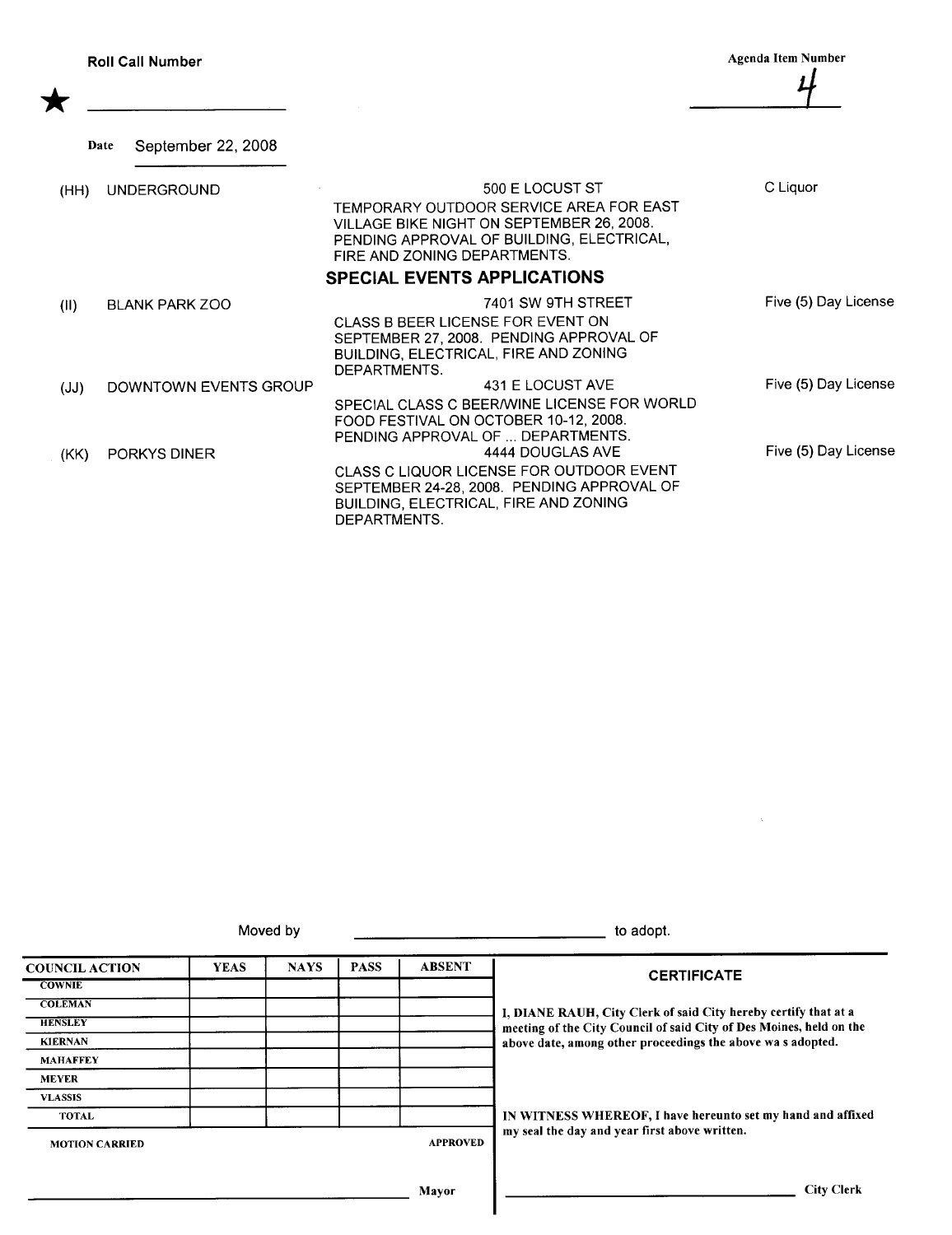Roll Call Number

★ ____________________

Agenda Item Number

4

Date September 22, 2008

| | | | |
|---|---|---|---|
| (HH) | UNDERGROUND | 500 E LOCUST ST<br>TEMPORARY OUTDOOR SERVICE AREA FOR EAST VILLAGE BIKE NIGHT ON SEPTEMBER 26, 2008. PENDING APPROVAL OF BUILDING, ELECTRICAL, FIRE AND ZONING DEPARTMENTS. | C Liquor |

**SPECIAL EVENTS APPLICATIONS**

| | | | |
|---|---|---|---|
| (II) | BLANK PARK ZOO | 7401 SW 9TH STREET<br>CLASS B BEER LICENSE FOR EVENT ON SEPTEMBER 27, 2008. PENDING APPROVAL OF BUILDING, ELECTRICAL, FIRE AND ZONING DEPARTMENTS. | Five (5) Day License |
| (JJ) | DOWNTOWN EVENTS GROUP | 431 E LOCUST AVE<br>SPECIAL CLASS C BEER/WINE LICENSE FOR WORLD FOOD FESTIVAL ON OCTOBER 10-12, 2008. PENDING APPROVAL OF ... DEPARTMENTS. | Five (5) Day License |
| (KK) | PORKYS DINER | 4444 DOUGLAS AVE<br>CLASS C LIQUOR LICENSE FOR OUTDOOR EVENT SEPTEMBER 24-28, 2008. PENDING APPROVAL OF BUILDING, ELECTRICAL, FIRE AND ZONING DEPARTMENTS. | Five (5) Day License |

Moved by ______________________ to adopt.

| COUNCIL ACTION | YEAS | NAYS | PASS | ABSENT |
|---|---|---|---|---|
| COWNIE | | | | |
| COLEMAN | | | | |
| HENSLEY | | | | |
| KIERNAN | | | | |
| MAHAFFEY | | | | |
| MEYER | | | | |
| VLASSIS | | | | |
| TOTAL | | | | |

MOTION CARRIED APPROVED

______________________ Mayor

**CERTIFICATE**

I, DIANE RAUH, City Clerk of said City hereby certify that at a meeting of the City Council of said City of Des Moines, held on the above date, among other proceedings the above wa s adopted.

IN WITNESS WHEREOF, I have hereunto set my hand and affixed my seal the day and year first above written.

______________________ City Clerk